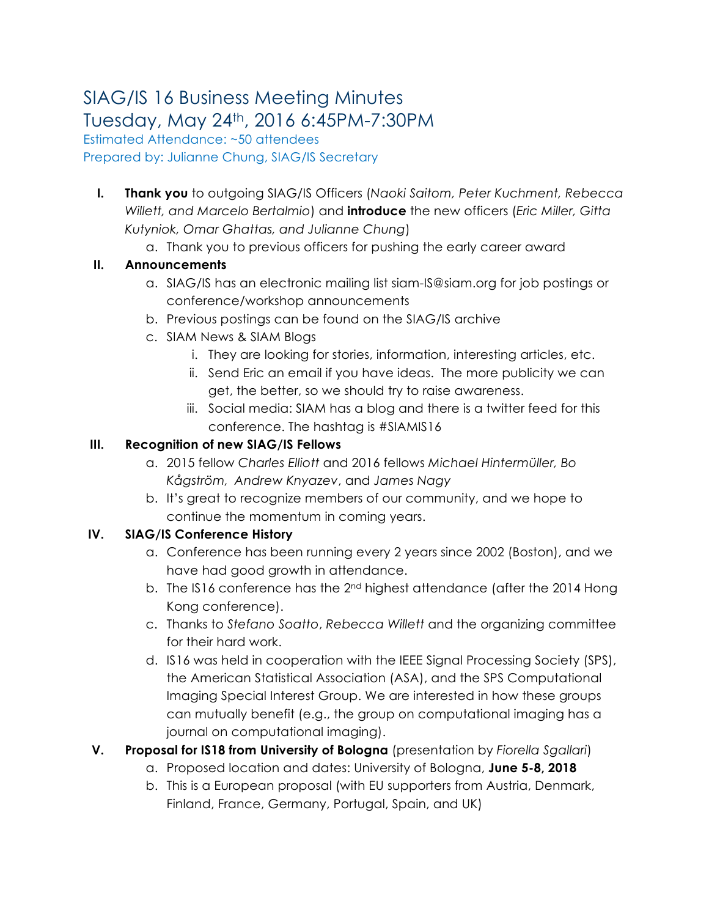# SIAG/IS 16 Business Meeting Minutes
# Tuesday, May 24th, 2016 6:45PM-7:30PM

Estimated Attendance: ~50 attendees
Prepared by: Julianne Chung, SIAG/IS Secretary

I. **Thank you** to outgoing SIAG/IS Officers (*Naoki Saitom, Peter Kuchment, Rebecca Willett, and Marcelo Bertalmio*) and **introduce** the new officers (*Eric Miller, Gitta Kutyniok, Omar Ghattas, and Julianne Chung*)
   a. Thank you to previous officers for pushing the early career award

II. **Announcements**
   a. SIAG/IS has an electronic mailing list siam-IS@siam.org for job postings or conference/workshop announcements
   b. Previous postings can be found on the SIAG/IS archive
   c. SIAM News & SIAM Blogs
      i. They are looking for stories, information, interesting articles, etc.
      ii. Send Eric an email if you have ideas. The more publicity we can get, the better, so we should try to raise awareness.
      iii. Social media: SIAM has a blog and there is a twitter feed for this conference. The hashtag is #SIAMIS16

III. **Recognition of new SIAG/IS Fellows**
   a. 2015 fellow *Charles Elliott* and 2016 fellows *Michael Hintermüller, Bo Kågström, Andrew Knyazev*, and *James Nagy*
   b. It's great to recognize members of our community, and we hope to continue the momentum in coming years.

IV. **SIAG/IS Conference History**
   a. Conference has been running every 2 years since 2002 (Boston), and we have had good growth in attendance.
   b. The IS16 conference has the 2nd highest attendance (after the 2014 Hong Kong conference).
   c. Thanks to *Stefano Soatto*, *Rebecca Willett* and the organizing committee for their hard work.
   d. IS16 was held in cooperation with the IEEE Signal Processing Society (SPS), the American Statistical Association (ASA), and the SPS Computational Imaging Special Interest Group. We are interested in how these groups can mutually benefit (e.g., the group on computational imaging has a journal on computational imaging).

V. **Proposal for IS18 from University of Bologna** (presentation by *Fiorella Sgallari*)
   a. Proposed location and dates: University of Bologna, **June 5-8, 2018**
   b. This is a European proposal (with EU supporters from Austria, Denmark, Finland, France, Germany, Portugal, Spain, and UK)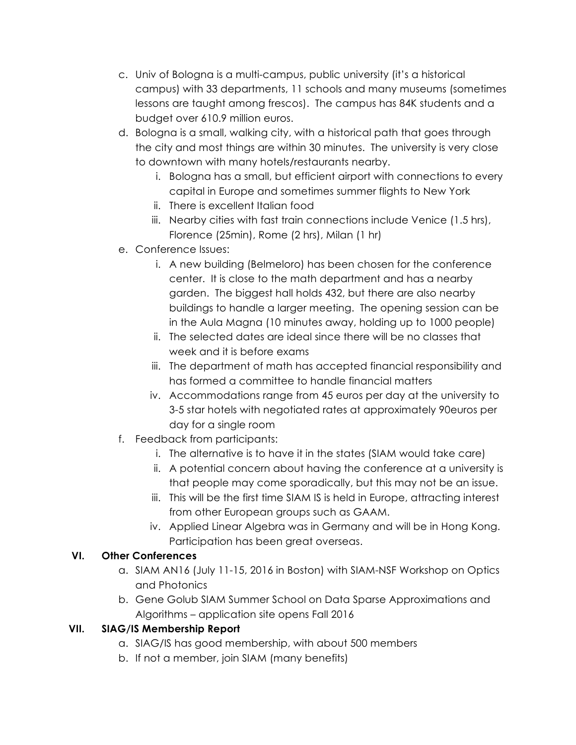c. Univ of Bologna is a multi-campus, public university (it's a historical campus) with 33 departments, 11 schools and many museums (sometimes lessons are taught among frescos). The campus has 84K students and a budget over 610.9 million euros.

d. Bologna is a small, walking city, with a historical path that goes through the city and most things are within 30 minutes. The university is very close to downtown with many hotels/restaurants nearby.
   - i. Bologna has a small, but efficient airport with connections to every capital in Europe and sometimes summer flights to New York
   - ii. There is excellent Italian food
   - iii. Nearby cities with fast train connections include Venice (1.5 hrs), Florence (25min), Rome (2 hrs), Milan (1 hr)

e. Conference Issues:
   - i. A new building (Belmeloro) has been chosen for the conference center. It is close to the math department and has a nearby garden. The biggest hall holds 432, but there are also nearby buildings to handle a larger meeting. The opening session can be in the Aula Magna (10 minutes away, holding up to 1000 people)
   - ii. The selected dates are ideal since there will be no classes that week and it is before exams
   - iii. The department of math has accepted financial responsibility and has formed a committee to handle financial matters
   - iv. Accommodations range from 45 euros per day at the university to 3-5 star hotels with negotiated rates at approximately 90euros per day for a single room

f. Feedback from participants:
   - i. The alternative is to have it in the states (SIAM would take care)
   - ii. A potential concern about having the conference at a university is that people may come sporadically, but this may not be an issue.
   - iii. This will be the first time SIAM IS is held in Europe, attracting interest from other European groups such as GAAM.
   - iv. Applied Linear Algebra was in Germany and will be in Hong Kong. Participation has been great overseas.

## VI. Other Conferences

a. SIAM AN16 (July 11-15, 2016 in Boston) with SIAM-NSF Workshop on Optics and Photonics

b. Gene Golub SIAM Summer School on Data Sparse Approximations and Algorithms – application site opens Fall 2016

## VII. SIAG/IS Membership Report

a. SIAG/IS has good membership, with about 500 members

b. If not a member, join SIAM (many benefits)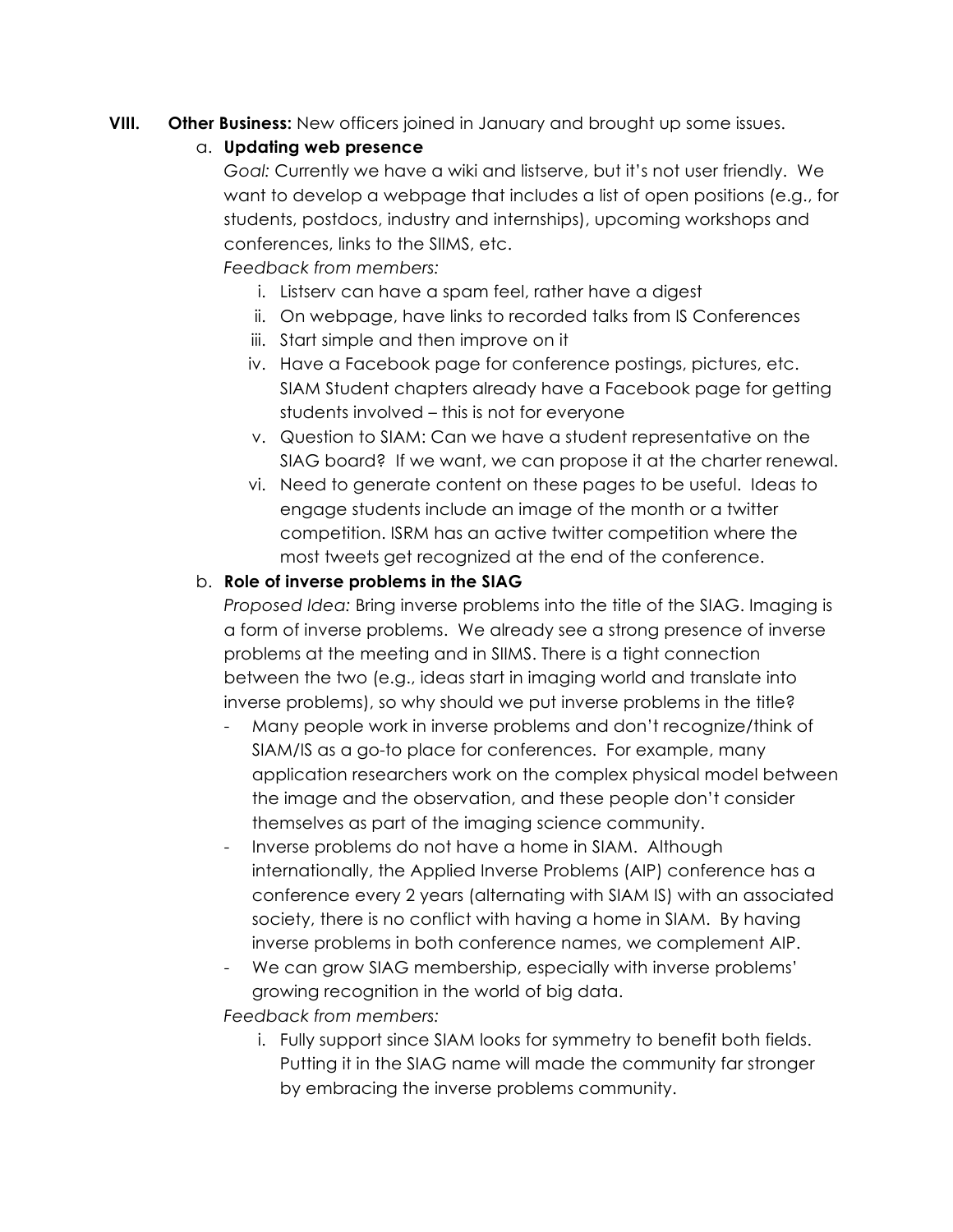**VIII. Other Business:** New officers joined in January and brought up some issues.

a. **Updating web presence**

   *Goal:* Currently we have a wiki and listserve, but it's not user friendly. We want to develop a webpage that includes a list of open positions (e.g., for students, postdocs, industry and internships), upcoming workshops and conferences, links to the SIIMS, etc.

   *Feedback from members:*

   i. Listserv can have a spam feel, rather have a digest
   ii. On webpage, have links to recorded talks from IS Conferences
   iii. Start simple and then improve on it
   iv. Have a Facebook page for conference postings, pictures, etc. SIAM Student chapters already have a Facebook page for getting students involved – this is not for everyone
   v. Question to SIAM: Can we have a student representative on the SIAG board? If we want, we can propose it at the charter renewal.
   vi. Need to generate content on these pages to be useful. Ideas to engage students include an image of the month or a twitter competition. ISRM has an active twitter competition where the most tweets get recognized at the end of the conference.

b. **Role of inverse problems in the SIAG**

   *Proposed Idea:* Bring inverse problems into the title of the SIAG. Imaging is a form of inverse problems. We already see a strong presence of inverse problems at the meeting and in SIIMS. There is a tight connection between the two (e.g., ideas start in imaging world and translate into inverse problems), so why should we put inverse problems in the title?

   - Many people work in inverse problems and don't recognize/think of SIAM/IS as a go-to place for conferences. For example, many application researchers work on the complex physical model between the image and the observation, and these people don't consider themselves as part of the imaging science community.
   - Inverse problems do not have a home in SIAM. Although internationally, the Applied Inverse Problems (AIP) conference has a conference every 2 years (alternating with SIAM IS) with an associated society, there is no conflict with having a home in SIAM. By having inverse problems in both conference names, we complement AIP.
   - We can grow SIAG membership, especially with inverse problems' growing recognition in the world of big data.

   *Feedback from members:*

   i. Fully support since SIAM looks for symmetry to benefit both fields. Putting it in the SIAG name will made the community far stronger by embracing the inverse problems community.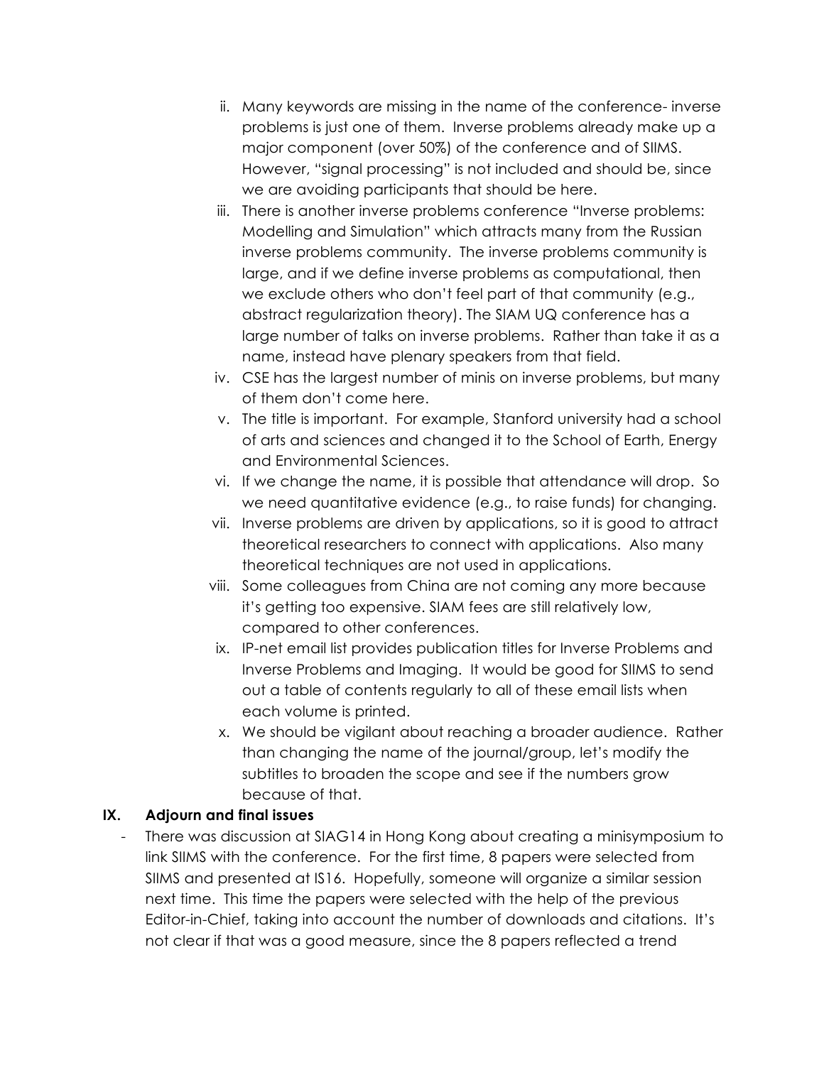ii. Many keywords are missing in the name of the conference- inverse problems is just one of them. Inverse problems already make up a major component (over 50%) of the conference and of SIIMS. However, "signal processing" is not included and should be, since we are avoiding participants that should be here.

iii. There is another inverse problems conference "Inverse problems: Modelling and Simulation" which attracts many from the Russian inverse problems community. The inverse problems community is large, and if we define inverse problems as computational, then we exclude others who don't feel part of that community (e.g., abstract regularization theory). The SIAM UQ conference has a large number of talks on inverse problems. Rather than take it as a name, instead have plenary speakers from that field.

iv. CSE has the largest number of minis on inverse problems, but many of them don't come here.

v. The title is important. For example, Stanford university had a school of arts and sciences and changed it to the School of Earth, Energy and Environmental Sciences.

vi. If we change the name, it is possible that attendance will drop. So we need quantitative evidence (e.g., to raise funds) for changing.

vii. Inverse problems are driven by applications, so it is good to attract theoretical researchers to connect with applications. Also many theoretical techniques are not used in applications.

viii. Some colleagues from China are not coming any more because it's getting too expensive. SIAM fees are still relatively low, compared to other conferences.

ix. IP-net email list provides publication titles for Inverse Problems and Inverse Problems and Imaging. It would be good for SIIMS to send out a table of contents regularly to all of these email lists when each volume is printed.

x. We should be vigilant about reaching a broader audience. Rather than changing the name of the journal/group, let's modify the subtitles to broaden the scope and see if the numbers grow because of that.

## IX. Adjourn and final issues

- There was discussion at SIAG14 in Hong Kong about creating a minisymposium to link SIIMS with the conference. For the first time, 8 papers were selected from SIIMS and presented at IS16. Hopefully, someone will organize a similar session next time. This time the papers were selected with the help of the previous Editor-in-Chief, taking into account the number of downloads and citations. It's not clear if that was a good measure, since the 8 papers reflected a trend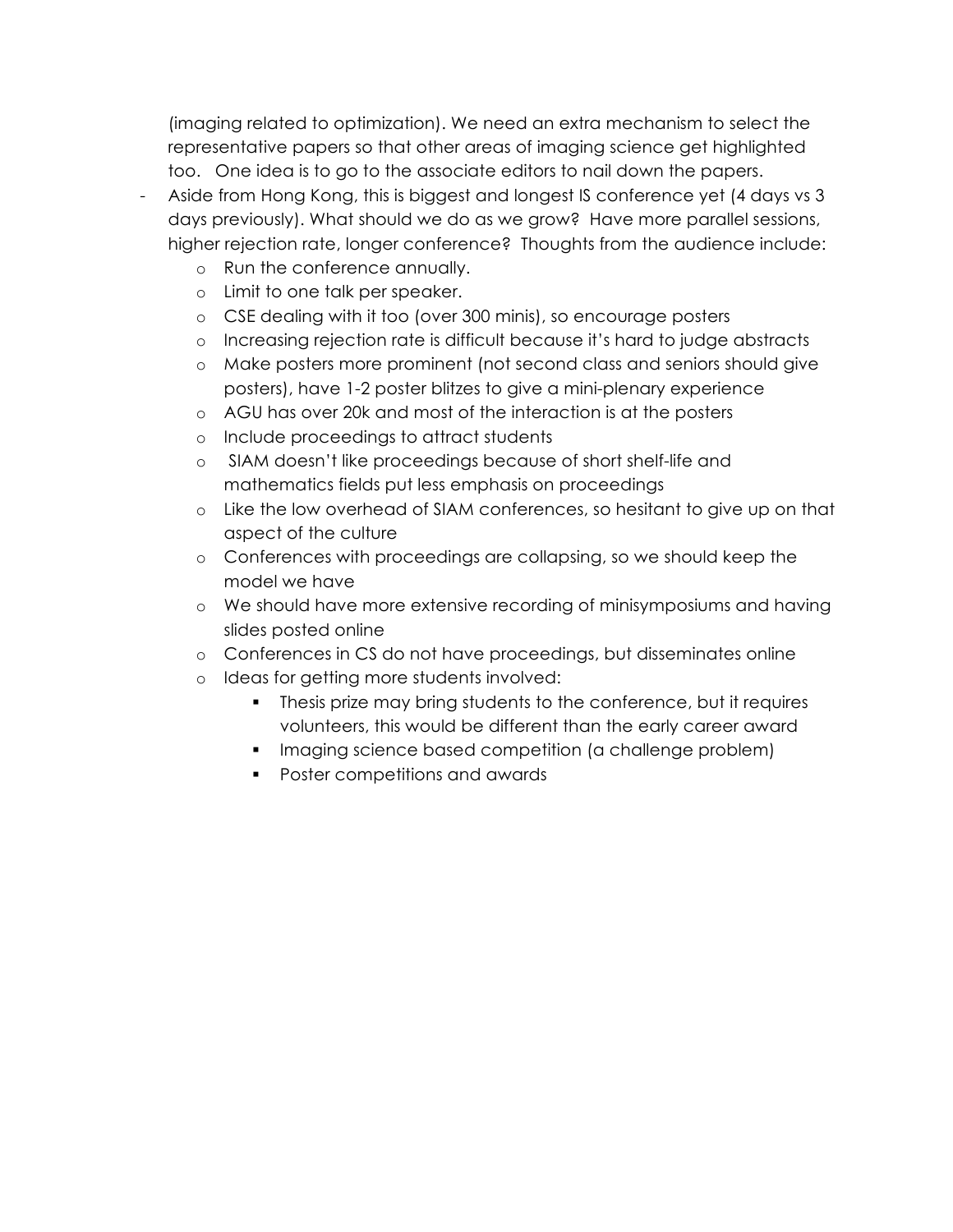(imaging related to optimization). We need an extra mechanism to select the representative papers so that other areas of imaging science get highlighted too. One idea is to go to the associate editors to nail down the papers.

- Aside from Hong Kong, this is biggest and longest IS conference yet (4 days vs 3 days previously). What should we do as we grow? Have more parallel sessions, higher rejection rate, longer conference? Thoughts from the audience include:
    - Run the conference annually.
    - Limit to one talk per speaker.
    - CSE dealing with it too (over 300 minis), so encourage posters
    - Increasing rejection rate is difficult because it's hard to judge abstracts
    - Make posters more prominent (not second class and seniors should give posters), have 1-2 poster blitzes to give a mini-plenary experience
    - AGU has over 20k and most of the interaction is at the posters
    - Include proceedings to attract students
    - SIAM doesn't like proceedings because of short shelf-life and mathematics fields put less emphasis on proceedings
    - Like the low overhead of SIAM conferences, so hesitant to give up on that aspect of the culture
    - Conferences with proceedings are collapsing, so we should keep the model we have
    - We should have more extensive recording of minisymposiums and having slides posted online
    - Conferences in CS do not have proceedings, but disseminates online
    - Ideas for getting more students involved:
        - Thesis prize may bring students to the conference, but it requires volunteers, this would be different than the early career award
        - Imaging science based competition (a challenge problem)
        - Poster competitions and awards